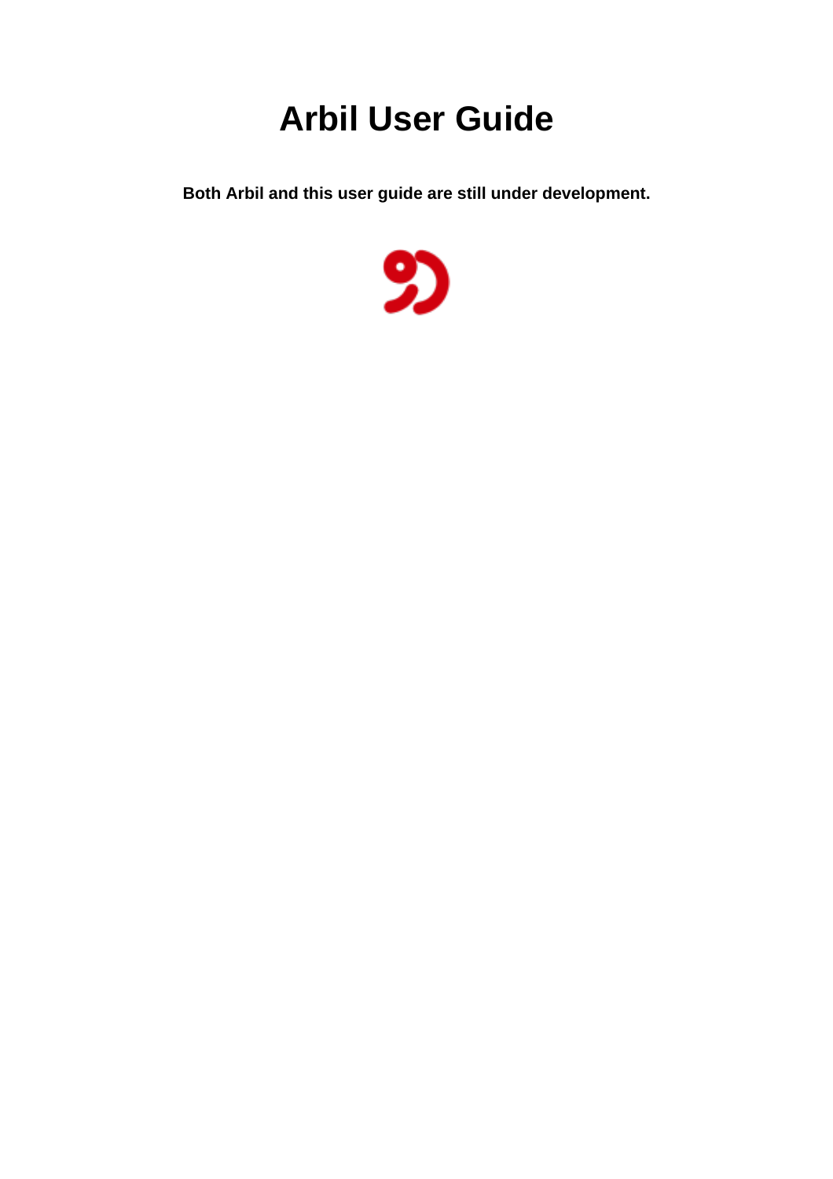# Arbil User Guide

**Both Arbil and this user guide are still under development.**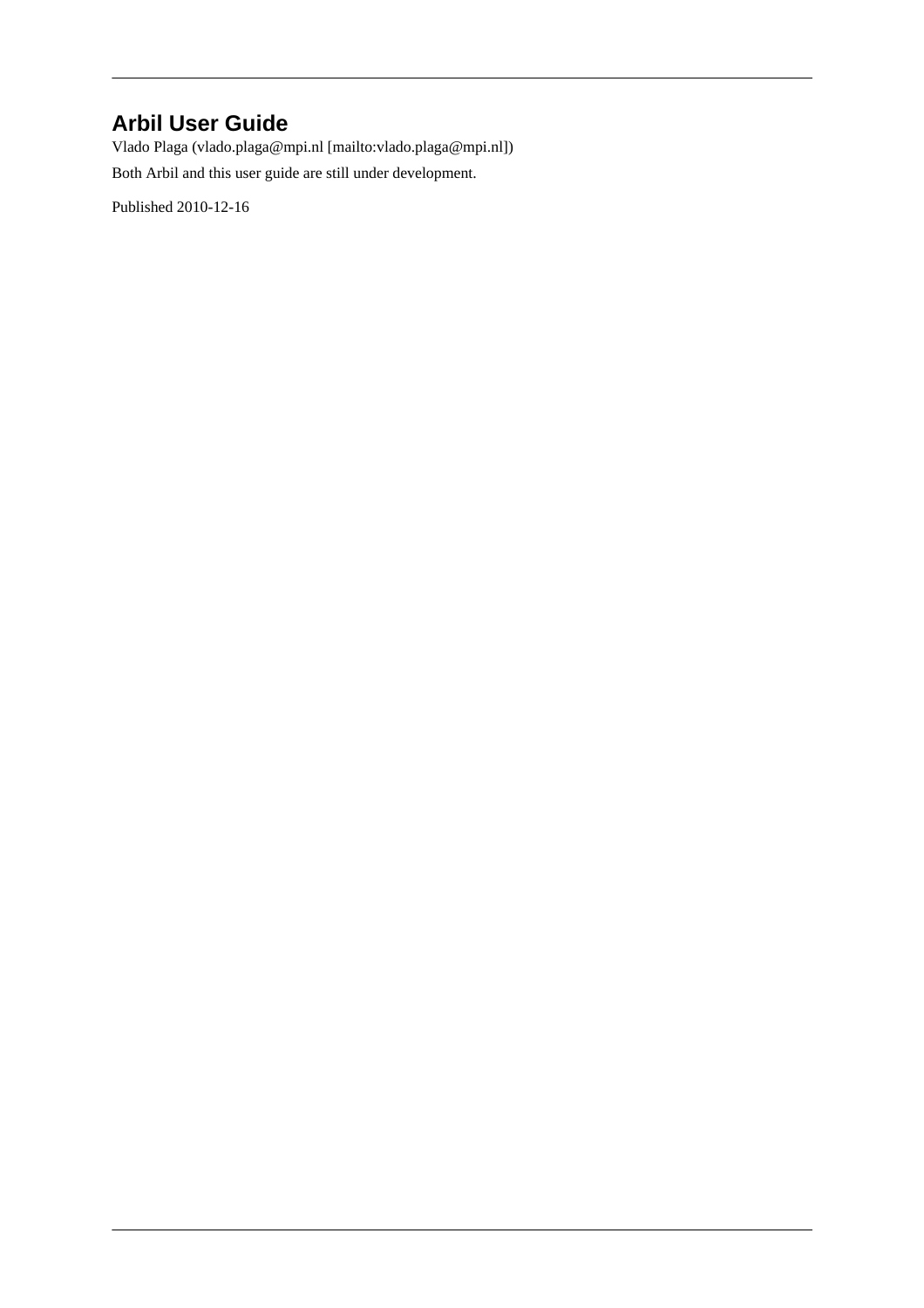# Arbil User Guide

Vlado Plaga (vlado.plaga@mpi.nl [mailto:vlado.plaga@mpi.nl])

Both Arbil and this user guide are still under development.

Published 2010-12-16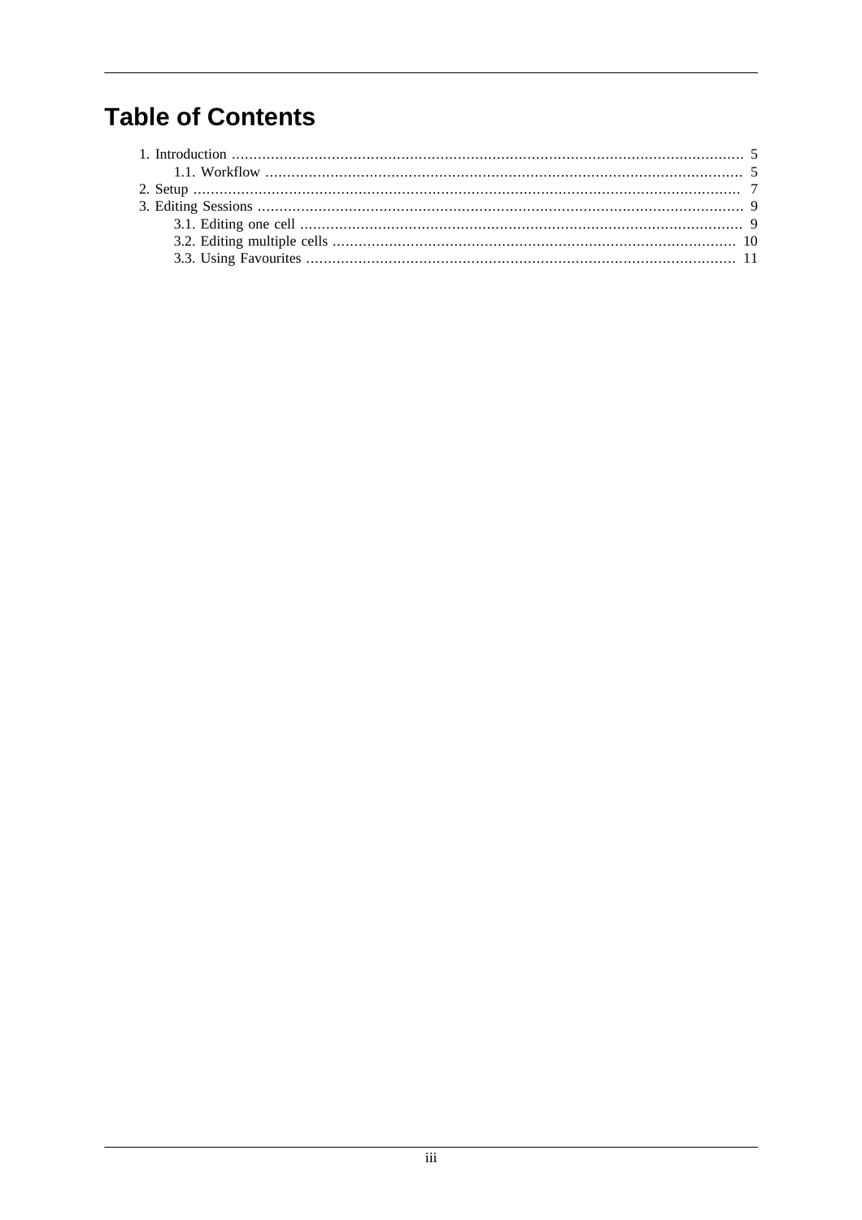# Table of Contents

- 1. Introduction ...... 5
  - 1.1. Workflow ...... 5
- 2. Setup ...... 7
- 3. Editing Sessions ...... 9
  - 3.1. Editing one cell ...... 9
  - 3.2. Editing multiple cells ...... 10
  - 3.3. Using Favourites ...... 11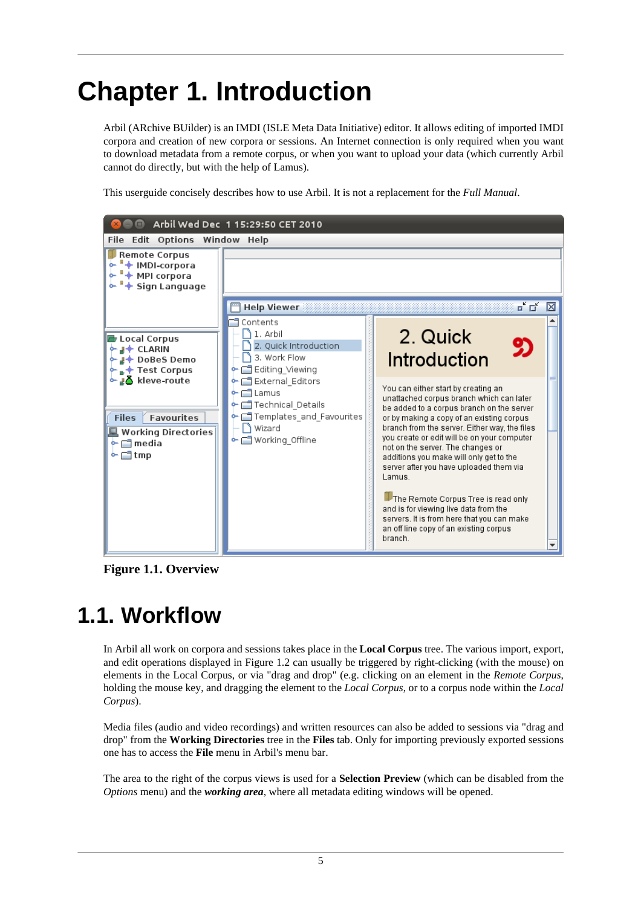# Chapter 1. Introduction

Arbil (ARchive BUilder) is an IMDI (ISLE Meta Data Initiative) editor. It allows editing of imported IMDI corpora and creation of new corpora or sessions. An Internet connection is only required when you want to download metadata from a remote corpus, or when you want to upload your data (which currently Arbil cannot do directly, but with the help of Lamus).

This userguide concisely describes how to use Arbil. It is not a replacement for the *Full Manual*.

**Figure 1.1. Overview**

## 1.1. Workflow

In Arbil all work on corpora and sessions takes place in the **Local Corpus** tree. The various import, export, and edit operations displayed in Figure 1.2 can usually be triggered by right-clicking (with the mouse) on elements in the Local Corpus, or via "drag and drop" (e.g. clicking on an element in the *Remote Corpus*, holding the mouse key, and dragging the element to the *Local Corpus*, or to a corpus node within the *Local Corpus*).

Media files (audio and video recordings) and written resources can also be added to sessions via "drag and drop" from the **Working Directories** tree in the **Files** tab. Only for importing previously exported sessions one has to access the **File** menu in Arbil's menu bar.

The area to the right of the corpus views is used for a **Selection Preview** (which can be disabled from the *Options* menu) and the ***working area***, where all metadata editing windows will be opened.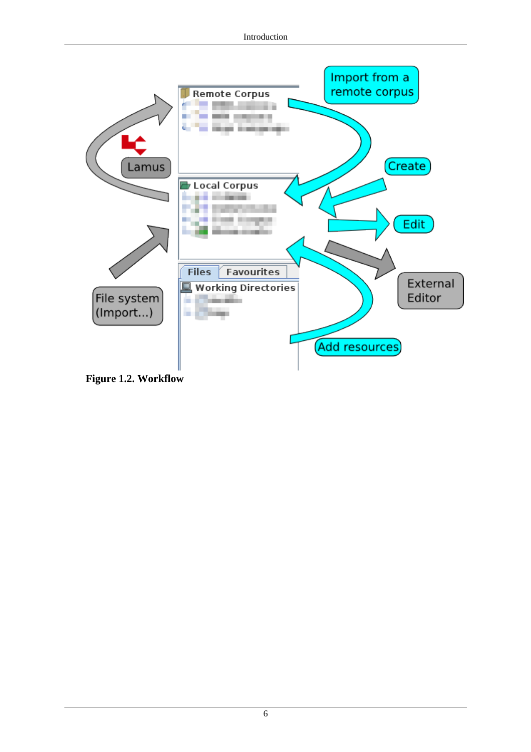**Figure 1.2. Workflow**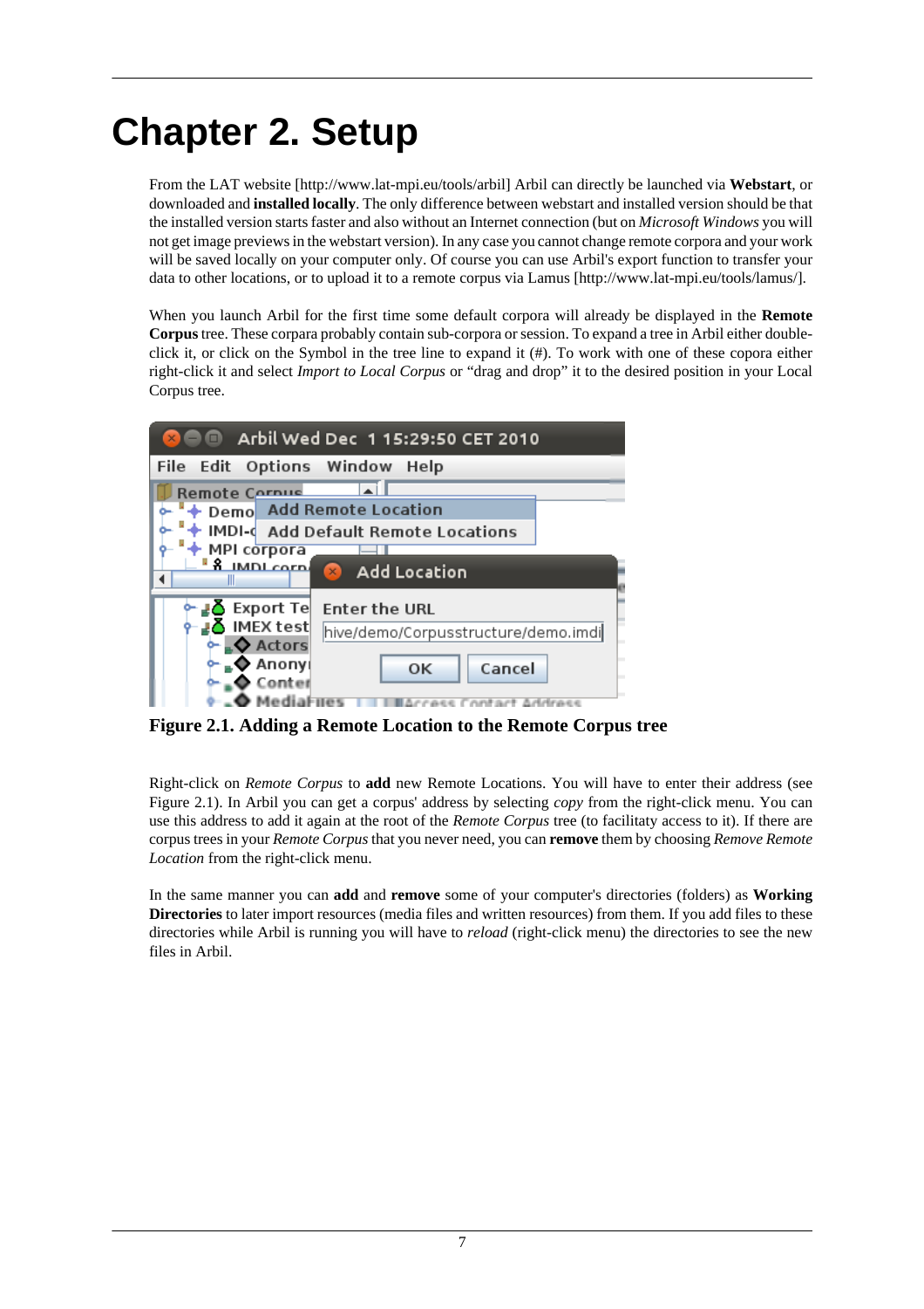# Chapter 2. Setup

From the LAT website [http://www.lat-mpi.eu/tools/arbil] Arbil can directly be launched via **Webstart**, or downloaded and **installed locally**. The only difference between webstart and installed version should be that the installed version starts faster and also without an Internet connection (but on *Microsoft Windows* you will not get image previews in the webstart version). In any case you cannot change remote corpora and your work will be saved locally on your computer only. Of course you can use Arbil's export function to transfer your data to other locations, or to upload it to a remote corpus via Lamus [http://www.lat-mpi.eu/tools/lamus/].

When you launch Arbil for the first time some default corpora will already be displayed in the **Remote Corpus** tree. These corpara probably contain sub-corpora or session. To expand a tree in Arbil either double-click it, or click on the Symbol in the tree line to expand it (#). To work with one of these copora either right-click it and select *Import to Local Corpus* or "drag and drop" it to the desired position in your Local Corpus tree.

**Figure 2.1. Adding a Remote Location to the Remote Corpus tree**

Right-click on *Remote Corpus* to **add** new Remote Locations. You will have to enter their address (see Figure 2.1). In Arbil you can get a corpus' address by selecting *copy* from the right-click menu. You can use this address to add it again at the root of the *Remote Corpus* tree (to facilitaty access to it). If there are corpus trees in your *Remote Corpus* that you never need, you can **remove** them by choosing *Remove Remote Location* from the right-click menu.

In the same manner you can **add** and **remove** some of your computer's directories (folders) as **Working Directories** to later import resources (media files and written resources) from them. If you add files to these directories while Arbil is running you will have to *reload* (right-click menu) the directories to see the new files in Arbil.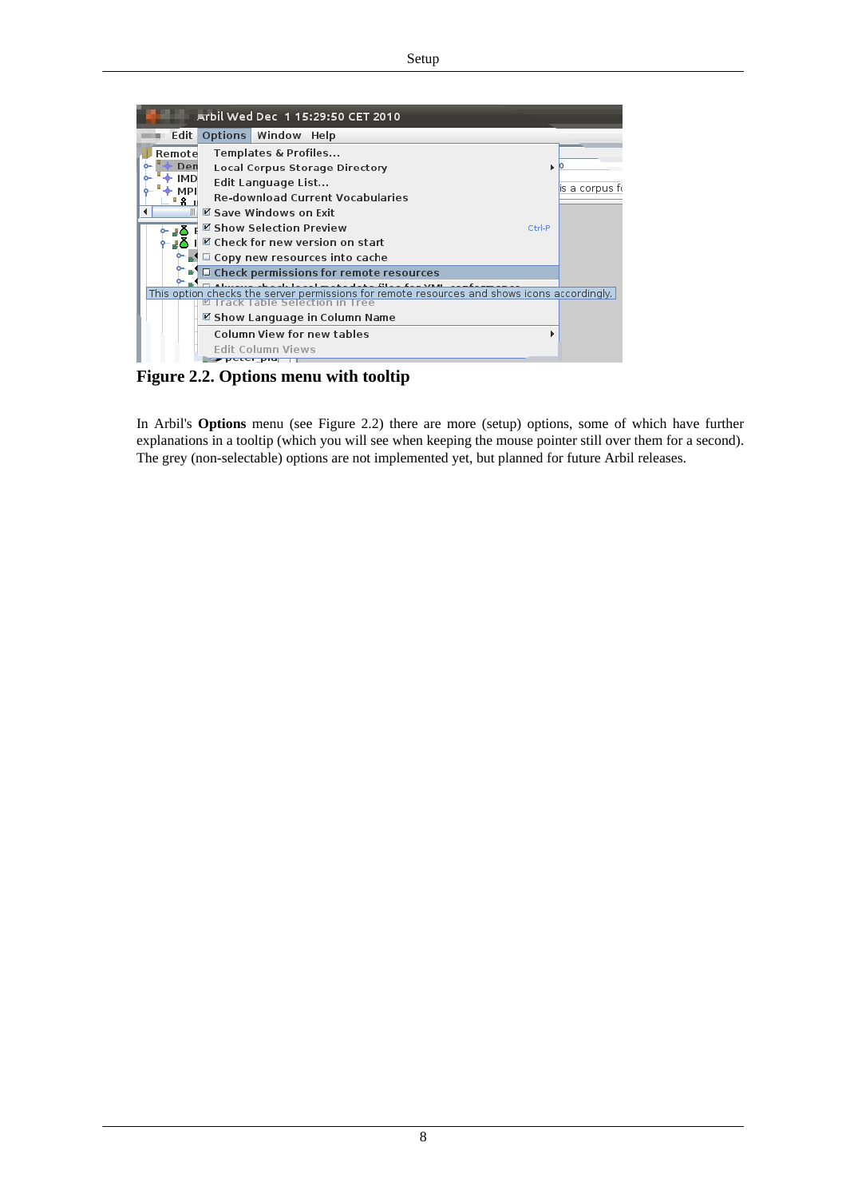**Figure 2.2. Options menu with tooltip**

In Arbil's **Options** menu (see Figure 2.2) there are more (setup) options, some of which have further explanations in a tooltip (which you will see when keeping the mouse pointer still over them for a second). The grey (non-selectable) options are not implemented yet, but planned for future Arbil releases.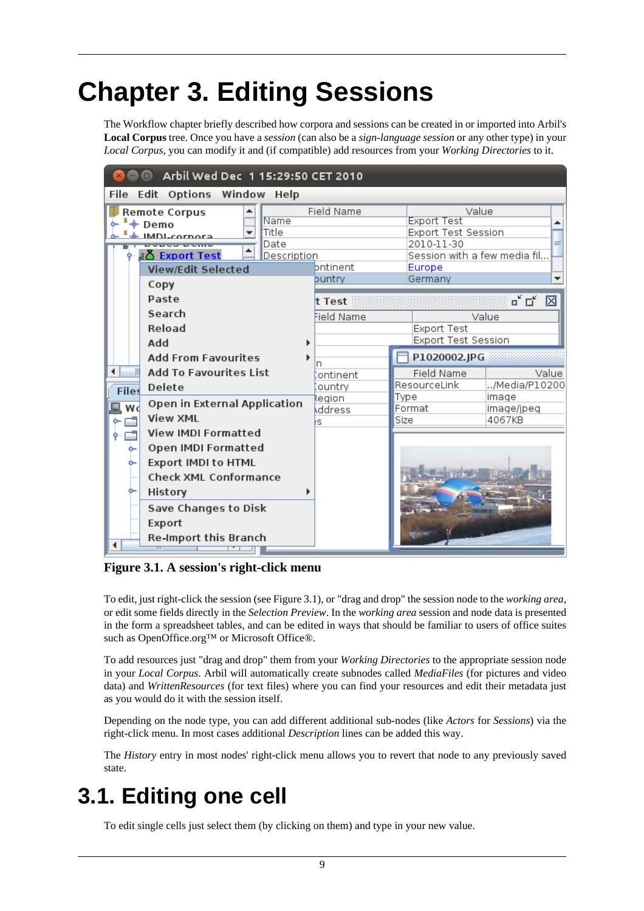# Chapter 3. Editing Sessions

The Workflow chapter briefly described how corpora and sessions can be created in or imported into Arbil's **Local Corpus** tree. Once you have a *session* (can also be a *sign-language session* or any other type) in your *Local Corpus*, you can modify it and (if compatible) add resources from your *Working Directories* to it.

**Figure 3.1. A session's right-click menu**

To edit, just right-click the session (see Figure 3.1), or "drag and drop" the session node to the *working area*, or edit some fields directly in the *Selection Preview*. In the *working area* session and node data is presented in the form a spreadsheet tables, and can be edited in ways that should be familiar to users of office suites such as OpenOffice.org™ or Microsoft Office®.

To add resources just "drag and drop" them from your *Working Directories* to the appropriate session node in your *Local Corpus*. Arbil will automatically create subnodes called *MediaFiles* (for pictures and video data) and *WrittenResources* (for text files) where you can find your resources and edit their metadata just as you would do it with the session itself.

Depending on the node type, you can add different additional sub-nodes (like *Actors* for *Sessions*) via the right-click menu. In most cases additional *Description* lines can be added this way.

The *History* entry in most nodes' right-click menu allows you to revert that node to any previously saved state.

## 3.1. Editing one cell

To edit single cells just select them (by clicking on them) and type in your new value.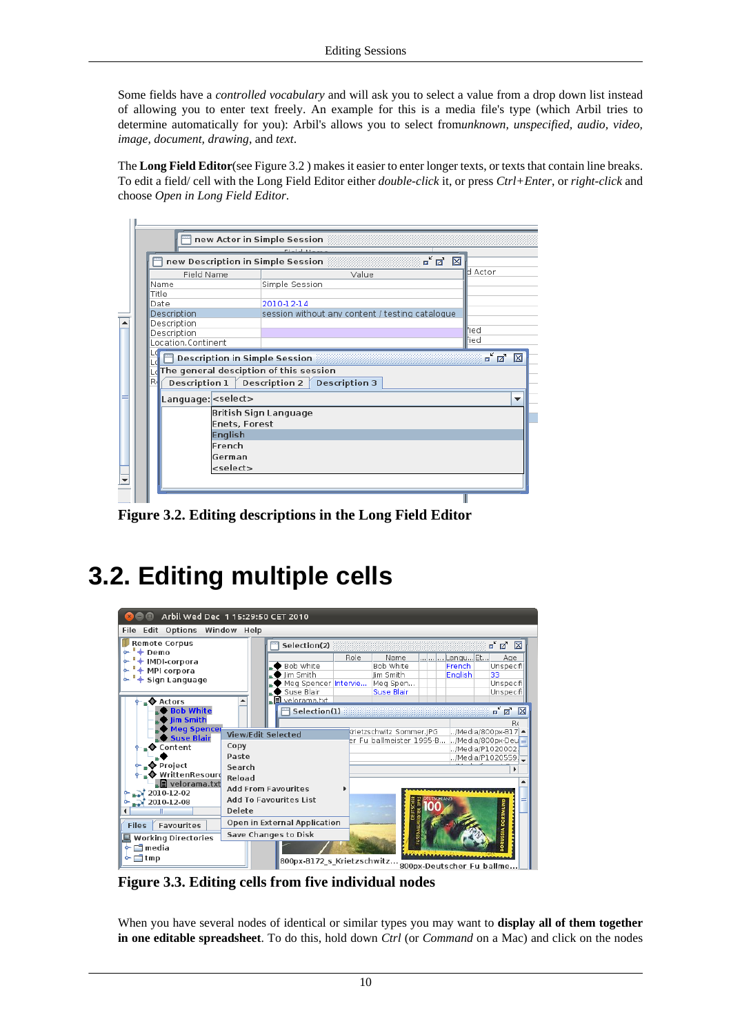Some fields have a *controlled vocabulary* and will ask you to select a value from a drop down list instead of allowing you to enter text freely. An example for this is a media file's type (which Arbil tries to determine automatically for you): Arbil's allows you to select from*unknown, unspecified, audio, video, image, document, drawing*, and *text*.

The **Long Field Editor**(see Figure 3.2 ) makes it easier to enter longer texts, or texts that contain line breaks. To edit a field/ cell with the Long Field Editor either *double-click* it, or press *Ctrl+Enter*, or *right-click* and choose *Open in Long Field Editor*.

**Figure 3.2. Editing descriptions in the Long Field Editor**

## 3.2. Editing multiple cells

**Figure 3.3. Editing cells from five individual nodes**

When you have several nodes of identical or similar types you may want to **display all of them together in one editable spreadsheet**. To do this, hold down *Ctrl* (or *Command* on a Mac) and click on the nodes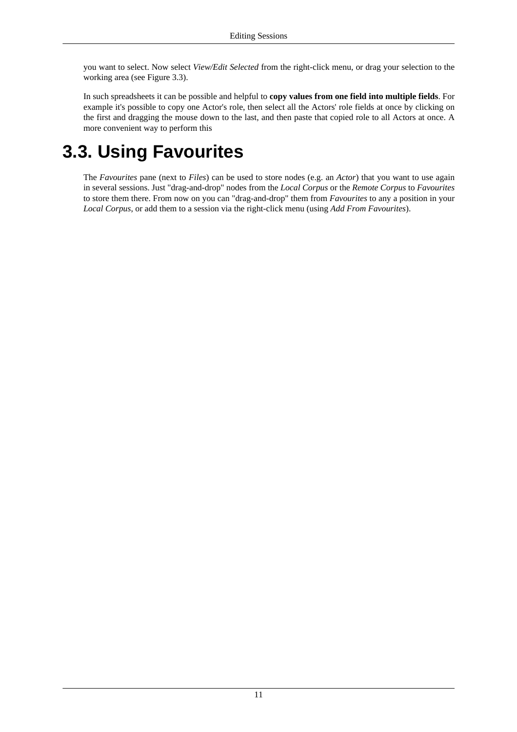you want to select. Now select *View/Edit Selected* from the right-click menu, or drag your selection to the working area (see Figure 3.3).

In such spreadsheets it can be possible and helpful to **copy values from one field into multiple fields**. For example it's possible to copy one Actor's role, then select all the Actors' role fields at once by clicking on the first and dragging the mouse down to the last, and then paste that copied role to all Actors at once. A more convenient way to perform this

# 3.3. Using Favourites

The *Favourites* pane (next to *Files*) can be used to store nodes (e.g. an *Actor*) that you want to use again in several sessions. Just "drag-and-drop" nodes from the *Local Corpus* or the *Remote Corpus* to *Favourites* to store them there. From now on you can "drag-and-drop" them from *Favourites* to any a position in your *Local Corpus*, or add them to a session via the right-click menu (using *Add From Favourites*).